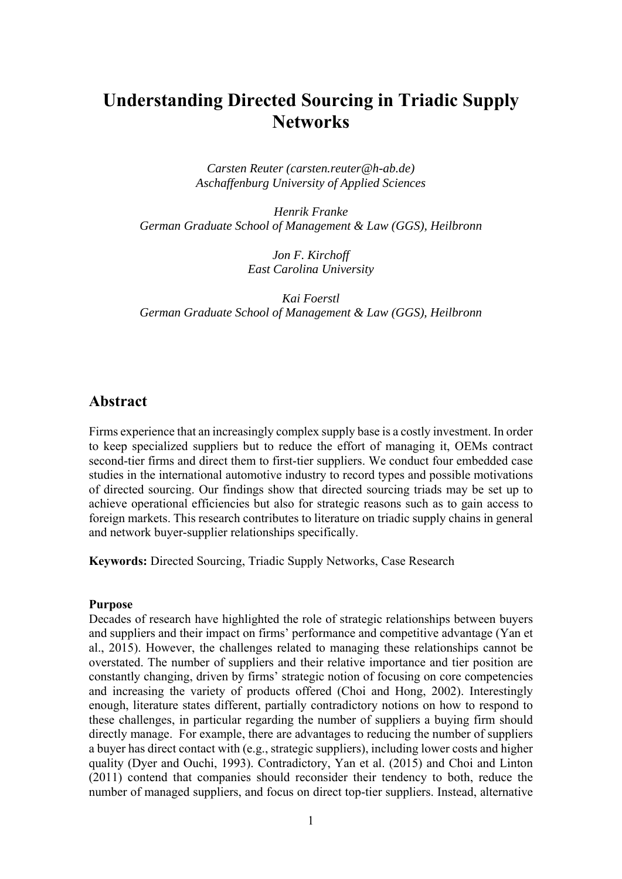# Understanding Directed Sourcing in Triadic Supply Networks

*Carsten Reuter (carsten.reuter@h-ab.de)*
*Aschaffenburg University of Applied Sciences*

*Henrik Franke*
*German Graduate School of Management & Law (GGS), Heilbronn*

*Jon F. Kirchoff*
*East Carolina University*

*Kai Foerstl*
*German Graduate School of Management & Law (GGS), Heilbronn*

## Abstract

Firms experience that an increasingly complex supply base is a costly investment. In order to keep specialized suppliers but to reduce the effort of managing it, OEMs contract second-tier firms and direct them to first-tier suppliers. We conduct four embedded case studies in the international automotive industry to record types and possible motivations of directed sourcing. Our findings show that directed sourcing triads may be set up to achieve operational efficiencies but also for strategic reasons such as to gain access to foreign markets. This research contributes to literature on triadic supply chains in general and network buyer-supplier relationships specifically.

**Keywords:** Directed Sourcing, Triadic Supply Networks, Case Research

### Purpose

Decades of research have highlighted the role of strategic relationships between buyers and suppliers and their impact on firms' performance and competitive advantage (Yan et al., 2015). However, the challenges related to managing these relationships cannot be overstated. The number of suppliers and their relative importance and tier position are constantly changing, driven by firms' strategic notion of focusing on core competencies and increasing the variety of products offered (Choi and Hong, 2002). Interestingly enough, literature states different, partially contradictory notions on how to respond to these challenges, in particular regarding the number of suppliers a buying firm should directly manage. For example, there are advantages to reducing the number of suppliers a buyer has direct contact with (e.g., strategic suppliers), including lower costs and higher quality (Dyer and Ouchi, 1993). Contradictory, Yan et al. (2015) and Choi and Linton (2011) contend that companies should reconsider their tendency to both, reduce the number of managed suppliers, and focus on direct top-tier suppliers. Instead, alternative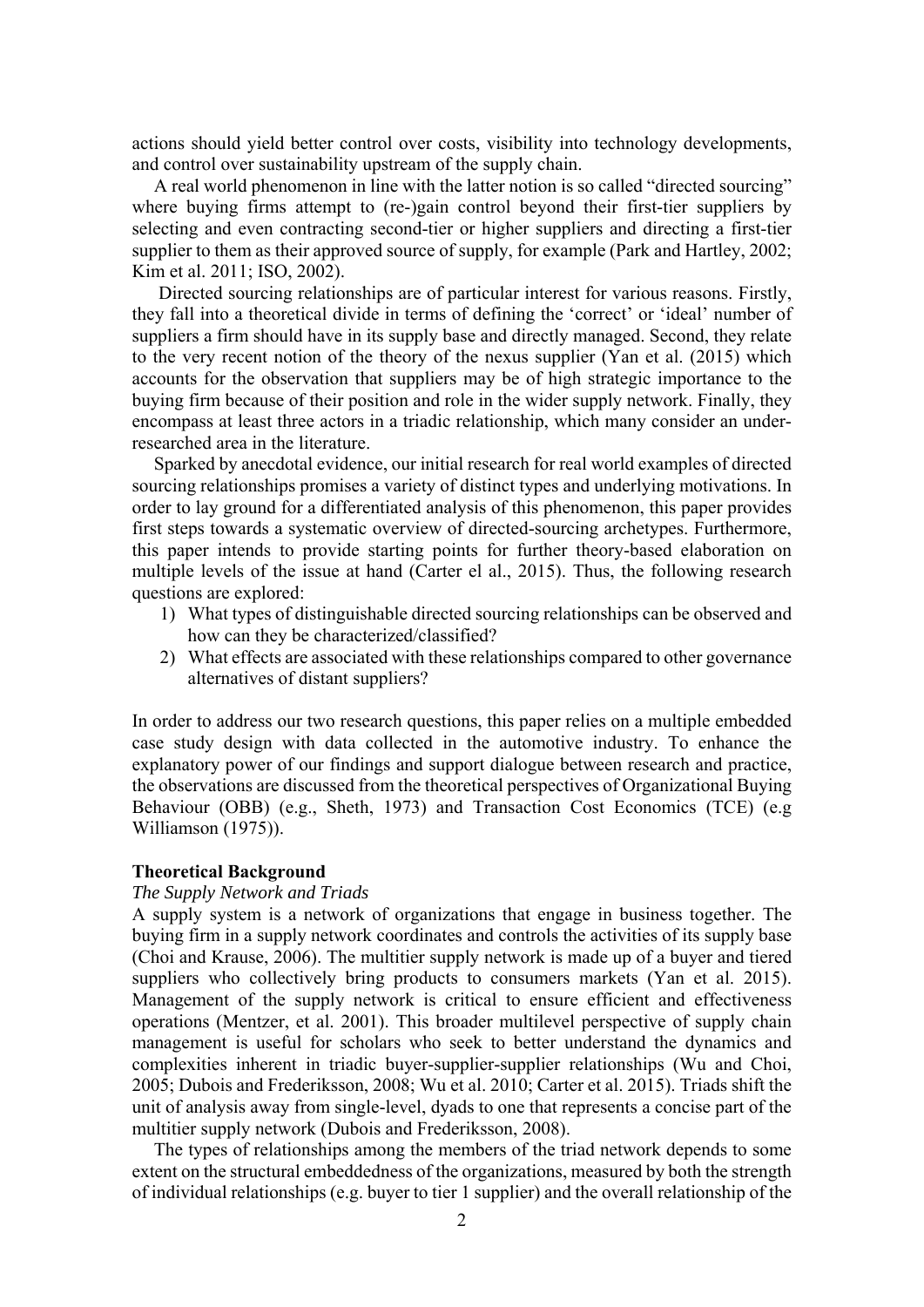actions should yield better control over costs, visibility into technology developments, and control over sustainability upstream of the supply chain.

A real world phenomenon in line with the latter notion is so called "directed sourcing" where buying firms attempt to (re-)gain control beyond their first-tier suppliers by selecting and even contracting second-tier or higher suppliers and directing a first-tier supplier to them as their approved source of supply, for example (Park and Hartley, 2002; Kim et al. 2011; ISO, 2002).

Directed sourcing relationships are of particular interest for various reasons. Firstly, they fall into a theoretical divide in terms of defining the 'correct' or 'ideal' number of suppliers a firm should have in its supply base and directly managed. Second, they relate to the very recent notion of the theory of the nexus supplier (Yan et al. (2015) which accounts for the observation that suppliers may be of high strategic importance to the buying firm because of their position and role in the wider supply network. Finally, they encompass at least three actors in a triadic relationship, which many consider an under-researched area in the literature.

Sparked by anecdotal evidence, our initial research for real world examples of directed sourcing relationships promises a variety of distinct types and underlying motivations. In order to lay ground for a differentiated analysis of this phenomenon, this paper provides first steps towards a systematic overview of directed-sourcing archetypes. Furthermore, this paper intends to provide starting points for further theory-based elaboration on multiple levels of the issue at hand (Carter el al., 2015). Thus, the following research questions are explored:

1) What types of distinguishable directed sourcing relationships can be observed and how can they be characterized/classified?
2) What effects are associated with these relationships compared to other governance alternatives of distant suppliers?

In order to address our two research questions, this paper relies on a multiple embedded case study design with data collected in the automotive industry. To enhance the explanatory power of our findings and support dialogue between research and practice, the observations are discussed from the theoretical perspectives of Organizational Buying Behaviour (OBB) (e.g., Sheth, 1973) and Transaction Cost Economics (TCE) (e.g Williamson (1975)).

## Theoretical Background

### *The Supply Network and Triads*

A supply system is a network of organizations that engage in business together. The buying firm in a supply network coordinates and controls the activities of its supply base (Choi and Krause, 2006). The multitier supply network is made up of a buyer and tiered suppliers who collectively bring products to consumers markets (Yan et al. 2015). Management of the supply network is critical to ensure efficient and effectiveness operations (Mentzer, et al. 2001). This broader multilevel perspective of supply chain management is useful for scholars who seek to better understand the dynamics and complexities inherent in triadic buyer-supplier-supplier relationships (Wu and Choi, 2005; Dubois and Frederiksson, 2008; Wu et al. 2010; Carter et al. 2015). Triads shift the unit of analysis away from single-level, dyads to one that represents a concise part of the multitier supply network (Dubois and Frederiksson, 2008).

The types of relationships among the members of the triad network depends to some extent on the structural embeddedness of the organizations, measured by both the strength of individual relationships (e.g. buyer to tier 1 supplier) and the overall relationship of the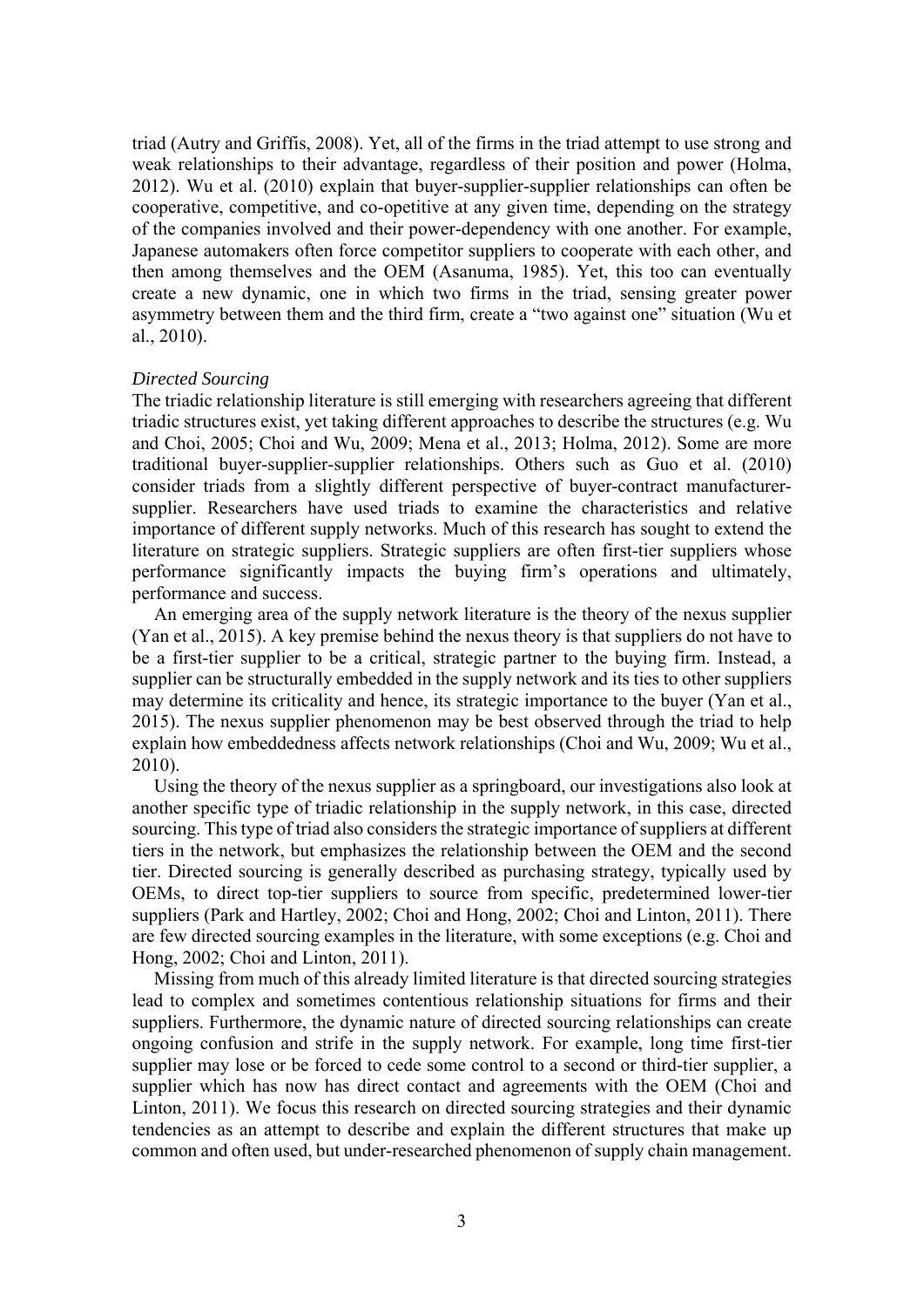triad (Autry and Griffis, 2008). Yet, all of the firms in the triad attempt to use strong and weak relationships to their advantage, regardless of their position and power (Holma, 2012). Wu et al. (2010) explain that buyer-supplier-supplier relationships can often be cooperative, competitive, and co-opetitive at any given time, depending on the strategy of the companies involved and their power-dependency with one another. For example, Japanese automakers often force competitor suppliers to cooperate with each other, and then among themselves and the OEM (Asanuma, 1985). Yet, this too can eventually create a new dynamic, one in which two firms in the triad, sensing greater power asymmetry between them and the third firm, create a "two against one" situation (Wu et al., 2010).

*Directed Sourcing*

The triadic relationship literature is still emerging with researchers agreeing that different triadic structures exist, yet taking different approaches to describe the structures (e.g. Wu and Choi, 2005; Choi and Wu, 2009; Mena et al., 2013; Holma, 2012). Some are more traditional buyer-supplier-supplier relationships. Others such as Guo et al. (2010) consider triads from a slightly different perspective of buyer-contract manufacturer-supplier. Researchers have used triads to examine the characteristics and relative importance of different supply networks. Much of this research has sought to extend the literature on strategic suppliers. Strategic suppliers are often first-tier suppliers whose performance significantly impacts the buying firm's operations and ultimately, performance and success.

An emerging area of the supply network literature is the theory of the nexus supplier (Yan et al., 2015). A key premise behind the nexus theory is that suppliers do not have to be a first-tier supplier to be a critical, strategic partner to the buying firm. Instead, a supplier can be structurally embedded in the supply network and its ties to other suppliers may determine its criticality and hence, its strategic importance to the buyer (Yan et al., 2015). The nexus supplier phenomenon may be best observed through the triad to help explain how embeddedness affects network relationships (Choi and Wu, 2009; Wu et al., 2010).

Using the theory of the nexus supplier as a springboard, our investigations also look at another specific type of triadic relationship in the supply network, in this case, directed sourcing. This type of triad also considers the strategic importance of suppliers at different tiers in the network, but emphasizes the relationship between the OEM and the second tier. Directed sourcing is generally described as purchasing strategy, typically used by OEMs, to direct top-tier suppliers to source from specific, predetermined lower-tier suppliers (Park and Hartley, 2002; Choi and Hong, 2002; Choi and Linton, 2011). There are few directed sourcing examples in the literature, with some exceptions (e.g. Choi and Hong, 2002; Choi and Linton, 2011).

Missing from much of this already limited literature is that directed sourcing strategies lead to complex and sometimes contentious relationship situations for firms and their suppliers. Furthermore, the dynamic nature of directed sourcing relationships can create ongoing confusion and strife in the supply network. For example, long time first-tier supplier may lose or be forced to cede some control to a second or third-tier supplier, a supplier which has now has direct contact and agreements with the OEM (Choi and Linton, 2011). We focus this research on directed sourcing strategies and their dynamic tendencies as an attempt to describe and explain the different structures that make up common and often used, but under-researched phenomenon of supply chain management.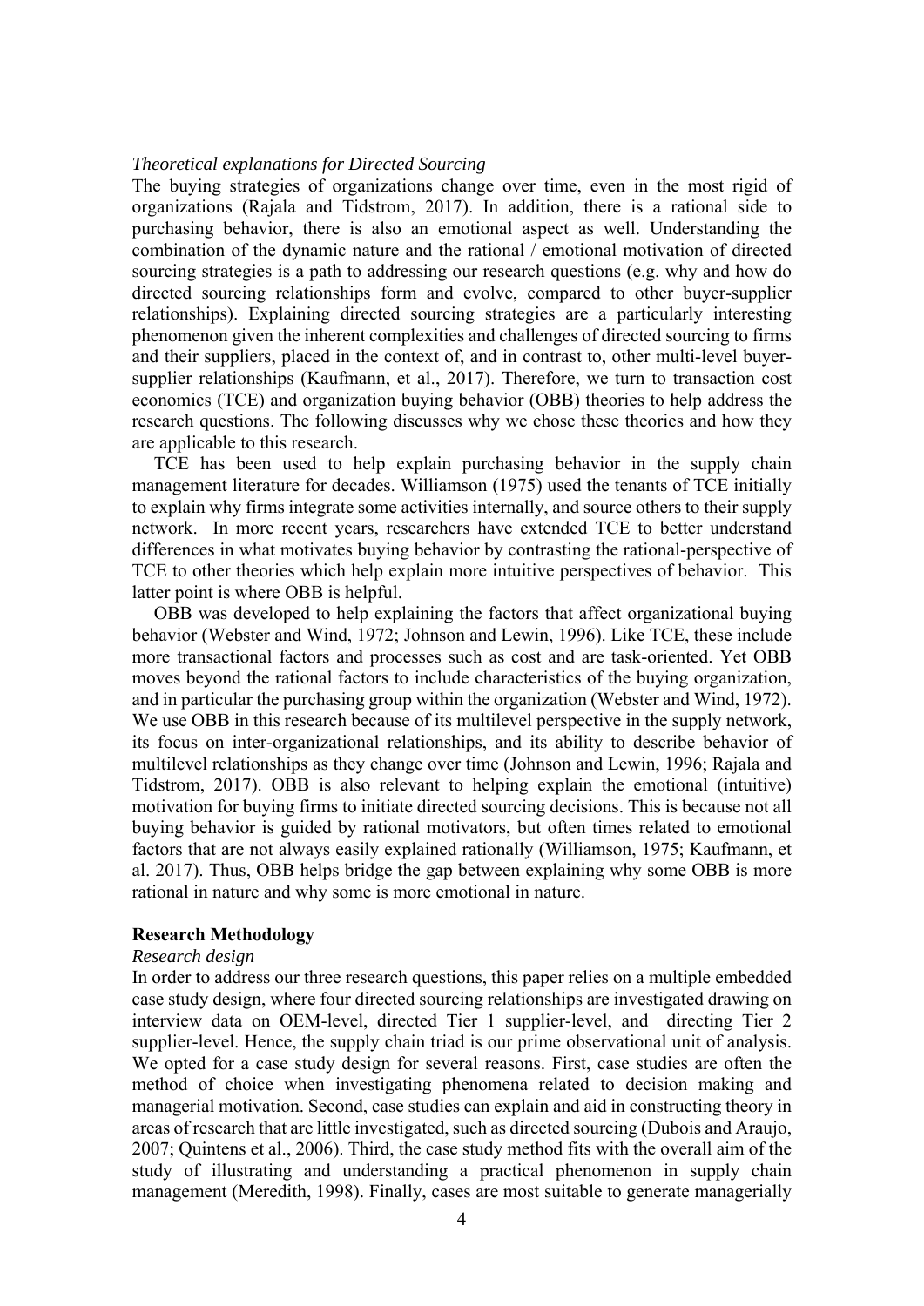*Theoretical explanations for Directed Sourcing*

The buying strategies of organizations change over time, even in the most rigid of organizations (Rajala and Tidstrom, 2017). In addition, there is a rational side to purchasing behavior, there is also an emotional aspect as well. Understanding the combination of the dynamic nature and the rational / emotional motivation of directed sourcing strategies is a path to addressing our research questions (e.g. why and how do directed sourcing relationships form and evolve, compared to other buyer-supplier relationships). Explaining directed sourcing strategies are a particularly interesting phenomenon given the inherent complexities and challenges of directed sourcing to firms and their suppliers, placed in the context of, and in contrast to, other multi-level buyer-supplier relationships (Kaufmann, et al., 2017). Therefore, we turn to transaction cost economics (TCE) and organization buying behavior (OBB) theories to help address the research questions. The following discusses why we chose these theories and how they are applicable to this research.

TCE has been used to help explain purchasing behavior in the supply chain management literature for decades. Williamson (1975) used the tenants of TCE initially to explain why firms integrate some activities internally, and source others to their supply network. In more recent years, researchers have extended TCE to better understand differences in what motivates buying behavior by contrasting the rational-perspective of TCE to other theories which help explain more intuitive perspectives of behavior. This latter point is where OBB is helpful.

OBB was developed to help explaining the factors that affect organizational buying behavior (Webster and Wind, 1972; Johnson and Lewin, 1996). Like TCE, these include more transactional factors and processes such as cost and are task-oriented. Yet OBB moves beyond the rational factors to include characteristics of the buying organization, and in particular the purchasing group within the organization (Webster and Wind, 1972). We use OBB in this research because of its multilevel perspective in the supply network, its focus on inter-organizational relationships, and its ability to describe behavior of multilevel relationships as they change over time (Johnson and Lewin, 1996; Rajala and Tidstrom, 2017). OBB is also relevant to helping explain the emotional (intuitive) motivation for buying firms to initiate directed sourcing decisions. This is because not all buying behavior is guided by rational motivators, but often times related to emotional factors that are not always easily explained rationally (Williamson, 1975; Kaufmann, et al. 2017). Thus, OBB helps bridge the gap between explaining why some OBB is more rational in nature and why some is more emotional in nature.

## Research Methodology

*Research design*

In order to address our three research questions, this paper relies on a multiple embedded case study design, where four directed sourcing relationships are investigated drawing on interview data on OEM-level, directed Tier 1 supplier-level, and directing Tier 2 supplier-level. Hence, the supply chain triad is our prime observational unit of analysis. We opted for a case study design for several reasons. First, case studies are often the method of choice when investigating phenomena related to decision making and managerial motivation. Second, case studies can explain and aid in constructing theory in areas of research that are little investigated, such as directed sourcing (Dubois and Araujo, 2007; Quintens et al., 2006). Third, the case study method fits with the overall aim of the study of illustrating and understanding a practical phenomenon in supply chain management (Meredith, 1998). Finally, cases are most suitable to generate managerially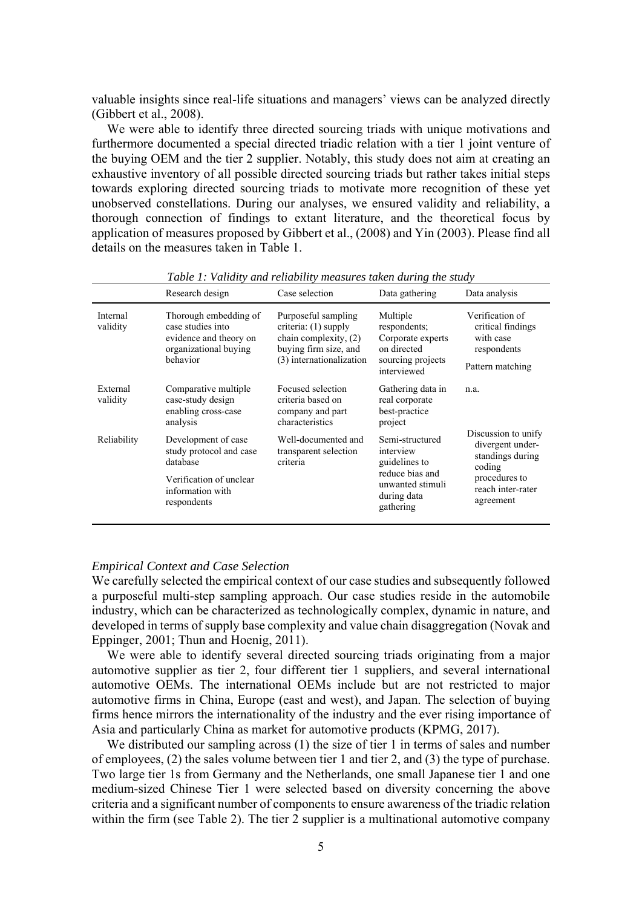valuable insights since real-life situations and managers' views can be analyzed directly (Gibbert et al., 2008).

We were able to identify three directed sourcing triads with unique motivations and furthermore documented a special directed triadic relation with a tier 1 joint venture of the buying OEM and the tier 2 supplier. Notably, this study does not aim at creating an exhaustive inventory of all possible directed sourcing triads but rather takes initial steps towards exploring directed sourcing triads to motivate more recognition of these yet unobserved constellations. During our analyses, we ensured validity and reliability, a thorough connection of findings to extant literature, and the theoretical focus by application of measures proposed by Gibbert et al., (2008) and Yin (2003). Please find all details on the measures taken in Table 1.

*Table 1: Validity and reliability measures taken during the study*

| | Research design | Case selection | Data gathering | Data analysis |
|---|---|---|---|---|
| Internal validity | Thorough embedding of case studies into evidence and theory on organizational buying behavior | Purposeful sampling criteria: (1) supply chain complexity, (2) buying firm size, and (3) internationalization | Multiple respondents; Corporate experts on directed sourcing projects interviewed | Verification of critical findings with case respondents<br>Pattern matching |
| External validity | Comparative multiple case-study design enabling cross-case analysis | Focused selection criteria based on company and part characteristics | Gathering data in real corporate best-practice project | n.a. |
| Reliability | Development of case study protocol and case database<br>Verification of unclear information with respondents | Well-documented and transparent selection criteria | Semi-structured interview guidelines to reduce bias and unwanted stimuli during data gathering | Discussion to unify divergent understandings during coding procedures to reach inter-rater agreement |

*Empirical Context and Case Selection*

We carefully selected the empirical context of our case studies and subsequently followed a purposeful multi-step sampling approach. Our case studies reside in the automobile industry, which can be characterized as technologically complex, dynamic in nature, and developed in terms of supply base complexity and value chain disaggregation (Novak and Eppinger, 2001; Thun and Hoenig, 2011).

We were able to identify several directed sourcing triads originating from a major automotive supplier as tier 2, four different tier 1 suppliers, and several international automotive OEMs. The international OEMs include but are not restricted to major automotive firms in China, Europe (east and west), and Japan. The selection of buying firms hence mirrors the internationality of the industry and the ever rising importance of Asia and particularly China as market for automotive products (KPMG, 2017).

We distributed our sampling across (1) the size of tier 1 in terms of sales and number of employees, (2) the sales volume between tier 1 and tier 2, and (3) the type of purchase. Two large tier 1s from Germany and the Netherlands, one small Japanese tier 1 and one medium-sized Chinese Tier 1 were selected based on diversity concerning the above criteria and a significant number of components to ensure awareness of the triadic relation within the firm (see Table 2). The tier 2 supplier is a multinational automotive company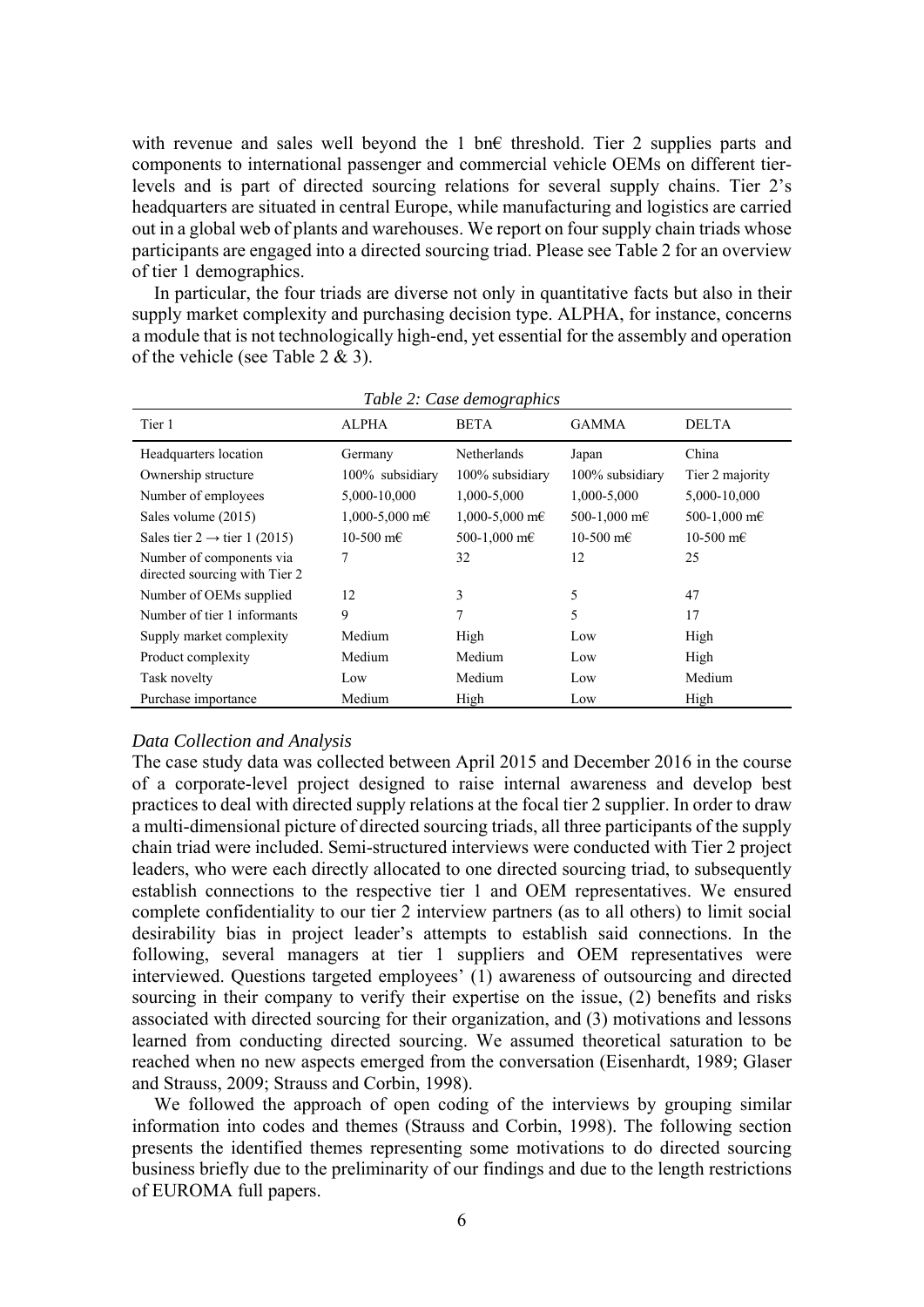with revenue and sales well beyond the 1 bn€ threshold. Tier 2 supplies parts and components to international passenger and commercial vehicle OEMs on different tier-levels and is part of directed sourcing relations for several supply chains. Tier 2's headquarters are situated in central Europe, while manufacturing and logistics are carried out in a global web of plants and warehouses. We report on four supply chain triads whose participants are engaged into a directed sourcing triad. Please see Table 2 for an overview of tier 1 demographics.

In particular, the four triads are diverse not only in quantitative facts but also in their supply market complexity and purchasing decision type. ALPHA, for instance, concerns a module that is not technologically high-end, yet essential for the assembly and operation of the vehicle (see Table 2 & 3).

*Table 2: Case demographics*

| Tier 1 | ALPHA | BETA | GAMMA | DELTA |
|---|---|---|---|---|
| Headquarters location | Germany | Netherlands | Japan | China |
| Ownership structure | 100% subsidiary | 100% subsidiary | 100% subsidiary | Tier 2 majority |
| Number of employees | 5,000-10,000 | 1,000-5,000 | 1,000-5,000 | 5,000-10,000 |
| Sales volume (2015) | 1,000-5,000 m€ | 1,000-5,000 m€ | 500-1,000 m€ | 500-1,000 m€ |
| Sales tier 2 → tier 1 (2015) | 10-500 m€ | 500-1,000 m€ | 10-500 m€ | 10-500 m€ |
| Number of components via directed sourcing with Tier 2 | 7 | 32 | 12 | 25 |
| Number of OEMs supplied | 12 | 3 | 5 | 47 |
| Number of tier 1 informants | 9 | 7 | 5 | 17 |
| Supply market complexity | Medium | High | Low | High |
| Product complexity | Medium | Medium | Low | High |
| Task novelty | Low | Medium | Low | Medium |
| Purchase importance | Medium | High | Low | High |

### *Data Collection and Analysis*

The case study data was collected between April 2015 and December 2016 in the course of a corporate-level project designed to raise internal awareness and develop best practices to deal with directed supply relations at the focal tier 2 supplier. In order to draw a multi-dimensional picture of directed sourcing triads, all three participants of the supply chain triad were included. Semi-structured interviews were conducted with Tier 2 project leaders, who were each directly allocated to one directed sourcing triad, to subsequently establish connections to the respective tier 1 and OEM representatives. We ensured complete confidentiality to our tier 2 interview partners (as to all others) to limit social desirability bias in project leader's attempts to establish said connections. In the following, several managers at tier 1 suppliers and OEM representatives were interviewed. Questions targeted employees' (1) awareness of outsourcing and directed sourcing in their company to verify their expertise on the issue, (2) benefits and risks associated with directed sourcing for their organization, and (3) motivations and lessons learned from conducting directed sourcing. We assumed theoretical saturation to be reached when no new aspects emerged from the conversation (Eisenhardt, 1989; Glaser and Strauss, 2009; Strauss and Corbin, 1998).

We followed the approach of open coding of the interviews by grouping similar information into codes and themes (Strauss and Corbin, 1998). The following section presents the identified themes representing some motivations to do directed sourcing business briefly due to the preliminarity of our findings and due to the length restrictions of EUROMA full papers.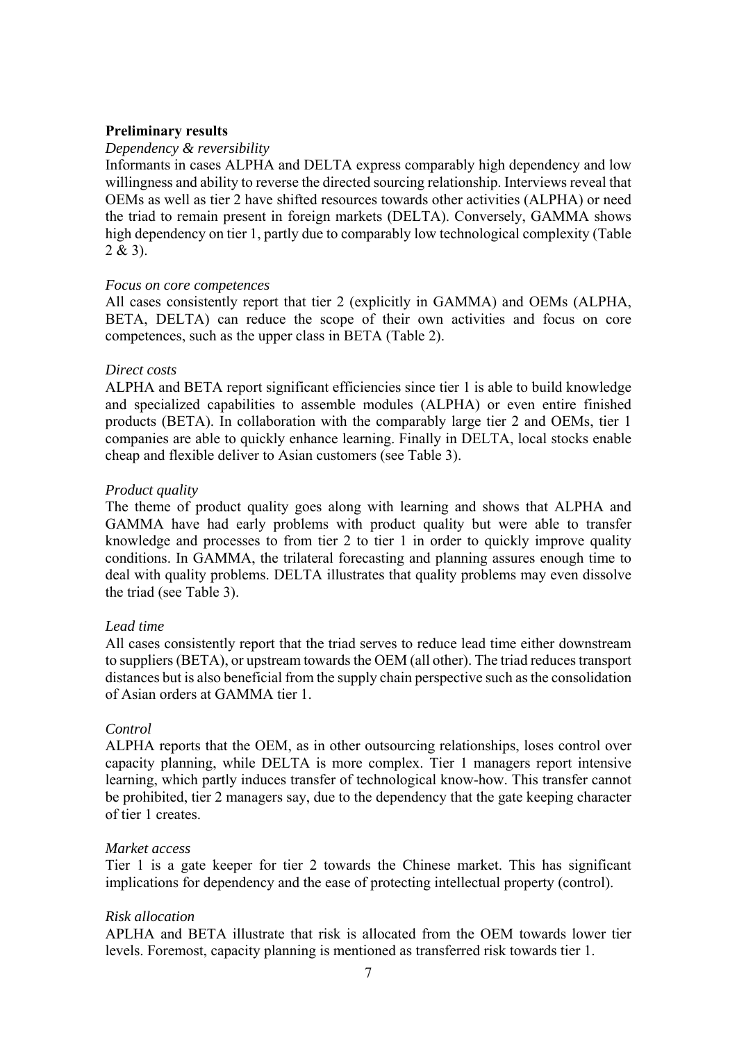**Preliminary results**

*Dependency & reversibility*

Informants in cases ALPHA and DELTA express comparably high dependency and low willingness and ability to reverse the directed sourcing relationship. Interviews reveal that OEMs as well as tier 2 have shifted resources towards other activities (ALPHA) or need the triad to remain present in foreign markets (DELTA). Conversely, GAMMA shows high dependency on tier 1, partly due to comparably low technological complexity (Table 2 & 3).

*Focus on core competences*

All cases consistently report that tier 2 (explicitly in GAMMA) and OEMs (ALPHA, BETA, DELTA) can reduce the scope of their own activities and focus on core competences, such as the upper class in BETA (Table 2).

*Direct costs*

ALPHA and BETA report significant efficiencies since tier 1 is able to build knowledge and specialized capabilities to assemble modules (ALPHA) or even entire finished products (BETA). In collaboration with the comparably large tier 2 and OEMs, tier 1 companies are able to quickly enhance learning. Finally in DELTA, local stocks enable cheap and flexible deliver to Asian customers (see Table 3).

*Product quality*

The theme of product quality goes along with learning and shows that ALPHA and GAMMA have had early problems with product quality but were able to transfer knowledge and processes to from tier 2 to tier 1 in order to quickly improve quality conditions. In GAMMA, the trilateral forecasting and planning assures enough time to deal with quality problems. DELTA illustrates that quality problems may even dissolve the triad (see Table 3).

*Lead time*

All cases consistently report that the triad serves to reduce lead time either downstream to suppliers (BETA), or upstream towards the OEM (all other). The triad reduces transport distances but is also beneficial from the supply chain perspective such as the consolidation of Asian orders at GAMMA tier 1.

*Control*

ALPHA reports that the OEM, as in other outsourcing relationships, loses control over capacity planning, while DELTA is more complex. Tier 1 managers report intensive learning, which partly induces transfer of technological know-how. This transfer cannot be prohibited, tier 2 managers say, due to the dependency that the gate keeping character of tier 1 creates.

*Market access*

Tier 1 is a gate keeper for tier 2 towards the Chinese market. This has significant implications for dependency and the ease of protecting intellectual property (control).

*Risk allocation*

APLHA and BETA illustrate that risk is allocated from the OEM towards lower tier levels. Foremost, capacity planning is mentioned as transferred risk towards tier 1.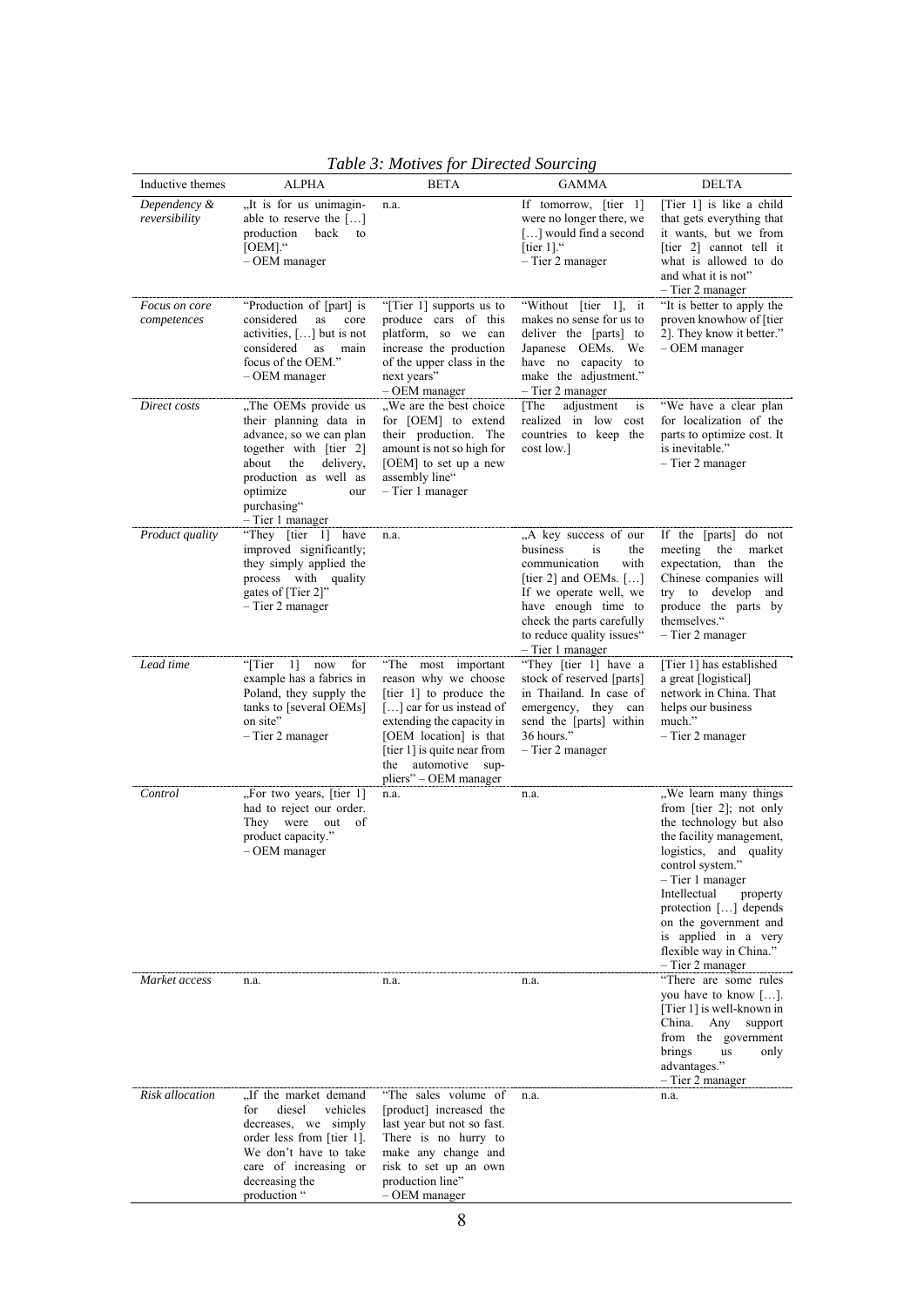*Table 3: Motives for Directed Sourcing*

| Inductive themes | ALPHA | BETA | GAMMA | DELTA |
|---|---|---|---|---|
| *Dependency & reversibility* | „It is for us unimaginable to reserve the […] production back to [OEM].“ – OEM manager | n.a. | If tomorrow, [tier 1] were no longer there, we […] would find a second [tier 1].“ – Tier 2 manager | [Tier 1] is like a child that gets everything that it wants, but we from [tier 2] cannot tell it what is allowed to do and what it is not" – Tier 2 manager |
| *Focus on core competences* | "Production of [part] is considered as core activities, […] but is not considered as main focus of the OEM." – OEM manager | "[Tier 1] supports us to produce cars of this platform, so we can increase the production of the upper class in the next years" – OEM manager | "Without [tier 1], it makes no sense for us to deliver the [parts] to Japanese OEMs. We have no capacity to make the adjustment." – Tier 2 manager | "It is better to apply the proven knowhow of [tier 2]. They know it better." – OEM manager |
| *Direct costs* | „The OEMs provide us their planning data in advance, so we can plan together with [tier 2] about the delivery, production as well as optimize our purchasing“ – Tier 1 manager | „We are the best choice for [OEM] to extend their production. The amount is not so high for [OEM] to set up a new assembly line“ – Tier 1 manager | [The adjustment is realized in low cost countries to keep the cost low.] | "We have a clear plan for localization of the parts to optimize cost. It is inevitable." – Tier 2 manager |
| *Product quality* | "They [tier 1] have improved significantly; they simply applied the process with quality gates of [Tier 2]" – Tier 2 manager | n.a. | „A key success of our business is the communication with [tier 2] and OEMs. […] If we operate well, we have enough time to check the parts carefully to reduce quality issues“ – Tier 1 manager | If the [parts] do not meeting the market expectation, than the Chinese companies will try to develop and produce the parts by themselves." – Tier 2 manager |
| *Lead time* | "[Tier 1] now for example has a fabrics in Poland, they supply the tanks to [several OEMs] on site" – Tier 2 manager | "The most important reason why we choose [tier 1] to produce the […] car for us instead of extending the capacity in [OEM location] is that [tier 1] is quite near from the automotive suppliers" – OEM manager | "They [tier 1] have a stock of reserved [parts] in Thailand. In case of emergency, they can send the [parts] within 36 hours." – Tier 2 manager | [Tier 1] has established a great [logistical] network in China. That helps our business much." – Tier 2 manager |
| *Control* | „For two years, [tier 1] had to reject our order. They were out of product capacity." – OEM manager | n.a. | n.a. | „We learn many things from [tier 2]; not only the technology but also the facility management, logistics, and quality control system." – Tier 1 manager Intellectual property protection […] depends on the government and is applied in a very flexible way in China." – Tier 2 manager |
| *Market access* | n.a. | n.a. | n.a. | "There are some rules you have to know […]. [Tier 1] is well-known in China. Any support from the government brings us only advantages." – Tier 2 manager |
| *Risk allocation* | „If the market demand for diesel vehicles decreases, we simply order less from [tier 1]. We don't have to take care of increasing or decreasing the production " | "The sales volume of [product] increased the last year but not so fast. There is no hurry to make any change and risk to set up an own production line" – OEM manager | n.a. | n.a. |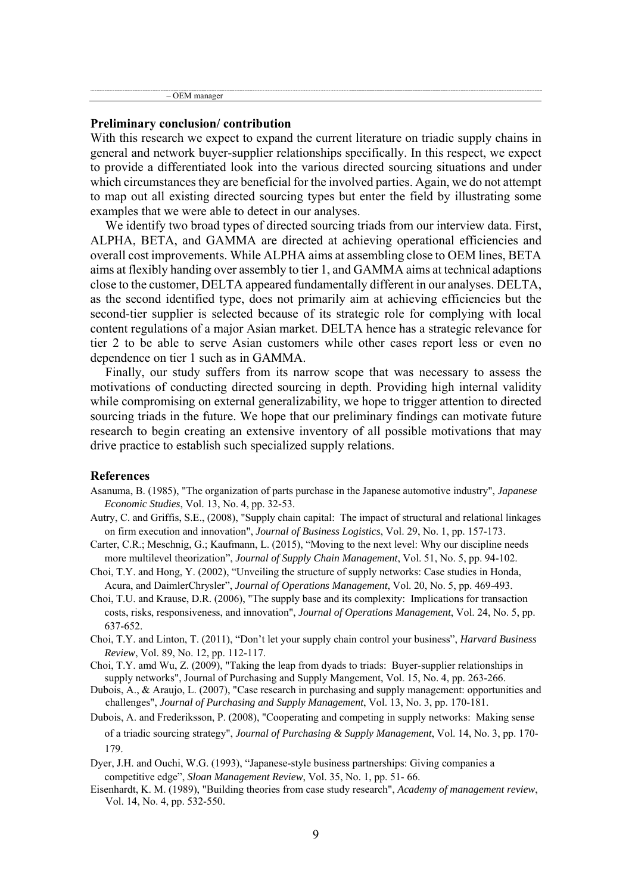– OEM manager

## Preliminary conclusion/ contribution

With this research we expect to expand the current literature on triadic supply chains in general and network buyer-supplier relationships specifically. In this respect, we expect to provide a differentiated look into the various directed sourcing situations and under which circumstances they are beneficial for the involved parties. Again, we do not attempt to map out all existing directed sourcing types but enter the field by illustrating some examples that we were able to detect in our analyses.

We identify two broad types of directed sourcing triads from our interview data. First, ALPHA, BETA, and GAMMA are directed at achieving operational efficiencies and overall cost improvements. While ALPHA aims at assembling close to OEM lines, BETA aims at flexibly handing over assembly to tier 1, and GAMMA aims at technical adaptions close to the customer, DELTA appeared fundamentally different in our analyses. DELTA, as the second identified type, does not primarily aim at achieving efficiencies but the second-tier supplier is selected because of its strategic role for complying with local content regulations of a major Asian market. DELTA hence has a strategic relevance for tier 2 to be able to serve Asian customers while other cases report less or even no dependence on tier 1 such as in GAMMA.

Finally, our study suffers from its narrow scope that was necessary to assess the motivations of conducting directed sourcing in depth. Providing high internal validity while compromising on external generalizability, we hope to trigger attention to directed sourcing triads in the future. We hope that our preliminary findings can motivate future research to begin creating an extensive inventory of all possible motivations that may drive practice to establish such specialized supply relations.

## References

Asanuma, B. (1985), "The organization of parts purchase in the Japanese automotive industry", *Japanese Economic Studies*, Vol. 13, No. 4, pp. 32-53.

Autry, C. and Griffis, S.E., (2008), "Supply chain capital: The impact of structural and relational linkages on firm execution and innovation", *Journal of Business Logistics*, Vol. 29, No. 1, pp. 157-173.

Carter, C.R.; Meschnig, G.; Kaufmann, L. (2015), "Moving to the next level: Why our discipline needs more multilevel theorization", *Journal of Supply Chain Management*, Vol. 51, No. 5, pp. 94-102.

Choi, T.Y. and Hong, Y. (2002), "Unveiling the structure of supply networks: Case studies in Honda, Acura, and DaimlerChrysler", *Journal of Operations Management*, Vol. 20, No. 5, pp. 469-493.

Choi, T.U. and Krause, D.R. (2006), "The supply base and its complexity: Implications for transaction costs, risks, responsiveness, and innovation", *Journal of Operations Management*, Vol. 24, No. 5, pp. 637-652.

Choi, T.Y. and Linton, T. (2011), "Don't let your supply chain control your business", *Harvard Business Review*, Vol. 89, No. 12, pp. 112-117.

Choi, T.Y. amd Wu, Z. (2009), "Taking the leap from dyads to triads: Buyer-supplier relationships in supply networks", Journal of Purchasing and Supply Mangement, Vol. 15, No. 4, pp. 263-266.

Dubois, A., & Araujo, L. (2007), "Case research in purchasing and supply management: opportunities and challenges", *Journal of Purchasing and Supply Management*, Vol. 13, No. 3, pp. 170-181.

Dubois, A. and Frederiksson, P. (2008), "Cooperating and competing in supply networks: Making sense of a triadic sourcing strategy", *Journal of Purchasing & Supply Management*, Vol. 14, No. 3, pp. 170-179.

Dyer, J.H. and Ouchi, W.G. (1993), "Japanese-style business partnerships: Giving companies a competitive edge", *Sloan Management Review*, Vol. 35, No. 1, pp. 51- 66.

Eisenhardt, K. M. (1989), "Building theories from case study research", *Academy of management review*, Vol. 14, No. 4, pp. 532-550.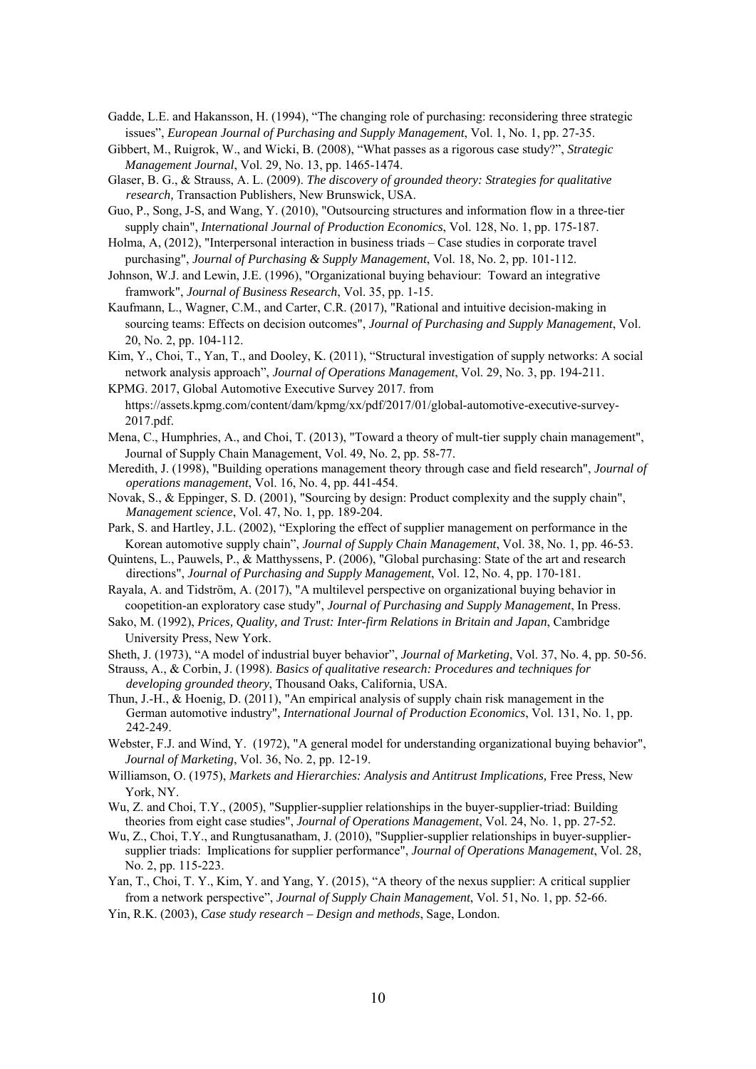Gadde, L.E. and Hakansson, H. (1994), "The changing role of purchasing: reconsidering three strategic issues", *European Journal of Purchasing and Supply Management*, Vol. 1, No. 1, pp. 27-35.

Gibbert, M., Ruigrok, W., and Wicki, B. (2008), "What passes as a rigorous case study?", *Strategic Management Journal*, Vol. 29, No. 13, pp. 1465-1474.

Glaser, B. G., & Strauss, A. L. (2009). *The discovery of grounded theory: Strategies for qualitative research,* Transaction Publishers, New Brunswick, USA.

Guo, P., Song, J-S, and Wang, Y. (2010), "Outsourcing structures and information flow in a three-tier supply chain", *International Journal of Production Economics*, Vol. 128, No. 1, pp. 175-187.

Holma, A, (2012), "Interpersonal interaction in business triads – Case studies in corporate travel purchasing", *Journal of Purchasing & Supply Management*, Vol. 18, No. 2, pp. 101-112.

Johnson, W.J. and Lewin, J.E. (1996), "Organizational buying behaviour: Toward an integrative framwork", *Journal of Business Research*, Vol. 35, pp. 1-15.

Kaufmann, L., Wagner, C.M., and Carter, C.R. (2017), "Rational and intuitive decision-making in sourcing teams: Effects on decision outcomes", *Journal of Purchasing and Supply Management*, Vol. 20, No. 2, pp. 104-112.

Kim, Y., Choi, T., Yan, T., and Dooley, K. (2011), "Structural investigation of supply networks: A social network analysis approach", *Journal of Operations Management*, Vol. 29, No. 3, pp. 194-211.

KPMG. 2017, Global Automotive Executive Survey 2017. from https://assets.kpmg.com/content/dam/kpmg/xx/pdf/2017/01/global-automotive-executive-survey-2017.pdf.

Mena, C., Humphries, A., and Choi, T. (2013), "Toward a theory of mult-tier supply chain management", Journal of Supply Chain Management, Vol. 49, No. 2, pp. 58-77.

Meredith, J. (1998), "Building operations management theory through case and field research", *Journal of operations management*, Vol. 16, No. 4, pp. 441-454.

Novak, S., & Eppinger, S. D. (2001), "Sourcing by design: Product complexity and the supply chain", *Management science*, Vol. 47, No. 1, pp. 189-204.

Park, S. and Hartley, J.L. (2002), "Exploring the effect of supplier management on performance in the Korean automotive supply chain", *Journal of Supply Chain Management*, Vol. 38, No. 1, pp. 46-53.

Quintens, L., Pauwels, P., & Matthyssens, P. (2006), "Global purchasing: State of the art and research directions", *Journal of Purchasing and Supply Management*, Vol. 12, No. 4, pp. 170-181.

Rayala, A. and Tidström, A. (2017), "A multilevel perspective on organizational buying behavior in coopetition-an exploratory case study", *Journal of Purchasing and Supply Management*, In Press.

Sako, M. (1992), *Prices, Quality, and Trust: Inter-firm Relations in Britain and Japan*, Cambridge University Press, New York.

Sheth, J. (1973), "A model of industrial buyer behavior", *Journal of Marketing*, Vol. 37, No. 4, pp. 50-56.

Strauss, A., & Corbin, J. (1998). *Basics of qualitative research: Procedures and techniques for developing grounded theory*, Thousand Oaks, California, USA.

Thun, J.-H., & Hoenig, D. (2011), "An empirical analysis of supply chain risk management in the German automotive industry", *International Journal of Production Economics*, Vol. 131, No. 1, pp. 242-249.

Webster, F.J. and Wind, Y. (1972), "A general model for understanding organizational buying behavior", *Journal of Marketing*, Vol. 36, No. 2, pp. 12-19.

Williamson, O. (1975), *Markets and Hierarchies: Analysis and Antitrust Implications,* Free Press, New York, NY.

Wu, Z. and Choi, T.Y., (2005), "Supplier-supplier relationships in the buyer-supplier-triad: Building theories from eight case studies", *Journal of Operations Management*, Vol. 24, No. 1, pp. 27-52.

Wu, Z., Choi, T.Y., and Rungtusanatham, J. (2010), "Supplier-supplier relationships in buyer-supplier-supplier triads: Implications for supplier performance", *Journal of Operations Management*, Vol. 28, No. 2, pp. 115-223.

Yan, T., Choi, T. Y., Kim, Y. and Yang, Y. (2015), "A theory of the nexus supplier: A critical supplier from a network perspective", *Journal of Supply Chain Management*, Vol. 51, No. 1, pp. 52-66.

Yin, R.K. (2003), *Case study research – Design and methods*, Sage, London.